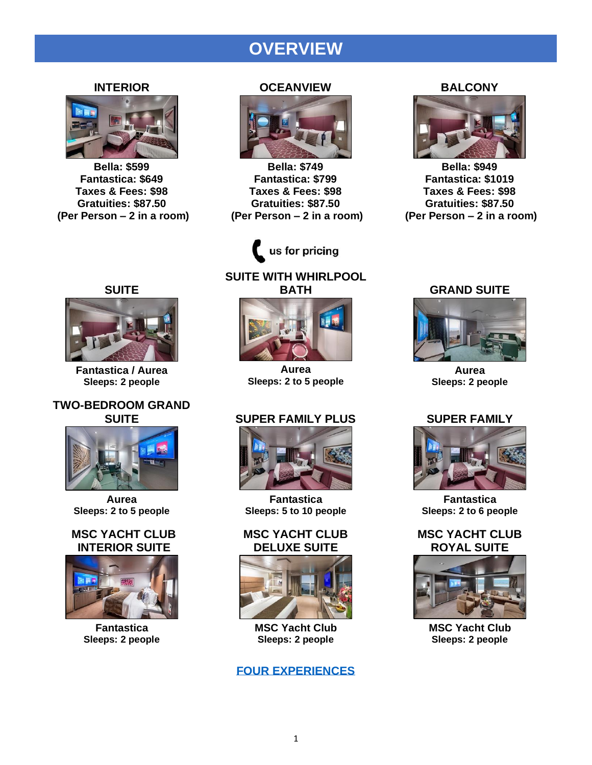# OVERVIEW

### INTERIOR

**Bella: $599**
**Fantastica: $649**
**Taxes & Fees: $98**
**Gratuities: $87.50**
**(Per Person – 2 in a room)**

### OCEANVIEW

**Bella: $749**
**Fantastica: $799**
**Taxes & Fees: $98**
**Gratuities: $87.50**
**(Per Person – 2 in a room)**

### BALCONY

**Bella: $949**
**Fantastica: $1019**
**Taxes & Fees: $98**
**Gratuities: $87.50**
**(Per Person – 2 in a room)**

us for pricing

### SUITE

**Fantastica / Aurea**
**Sleeps: 2 people**

### SUITE WITH WHIRLPOOL BATH

**Aurea**
**Sleeps: 2 to 5 people**

### GRAND SUITE

**Aurea**
**Sleeps: 2 people**

### TWO-BEDROOM GRAND SUITE

**Aurea**
**Sleeps: 2 to 5 people**

### SUPER FAMILY PLUS

**Fantastica**
**Sleeps: 5 to 10 people**

### SUPER FAMILY

**Fantastica**
**Sleeps: 2 to 6 people**

### MSC YACHT CLUB INTERIOR SUITE

**Fantastica**
**Sleeps: 2 people**

### MSC YACHT CLUB DELUXE SUITE

**MSC Yacht Club**
**Sleeps: 2 people**

### MSC YACHT CLUB ROYAL SUITE

**MSC Yacht Club**
**Sleeps: 2 people**

**FOUR EXPERIENCES**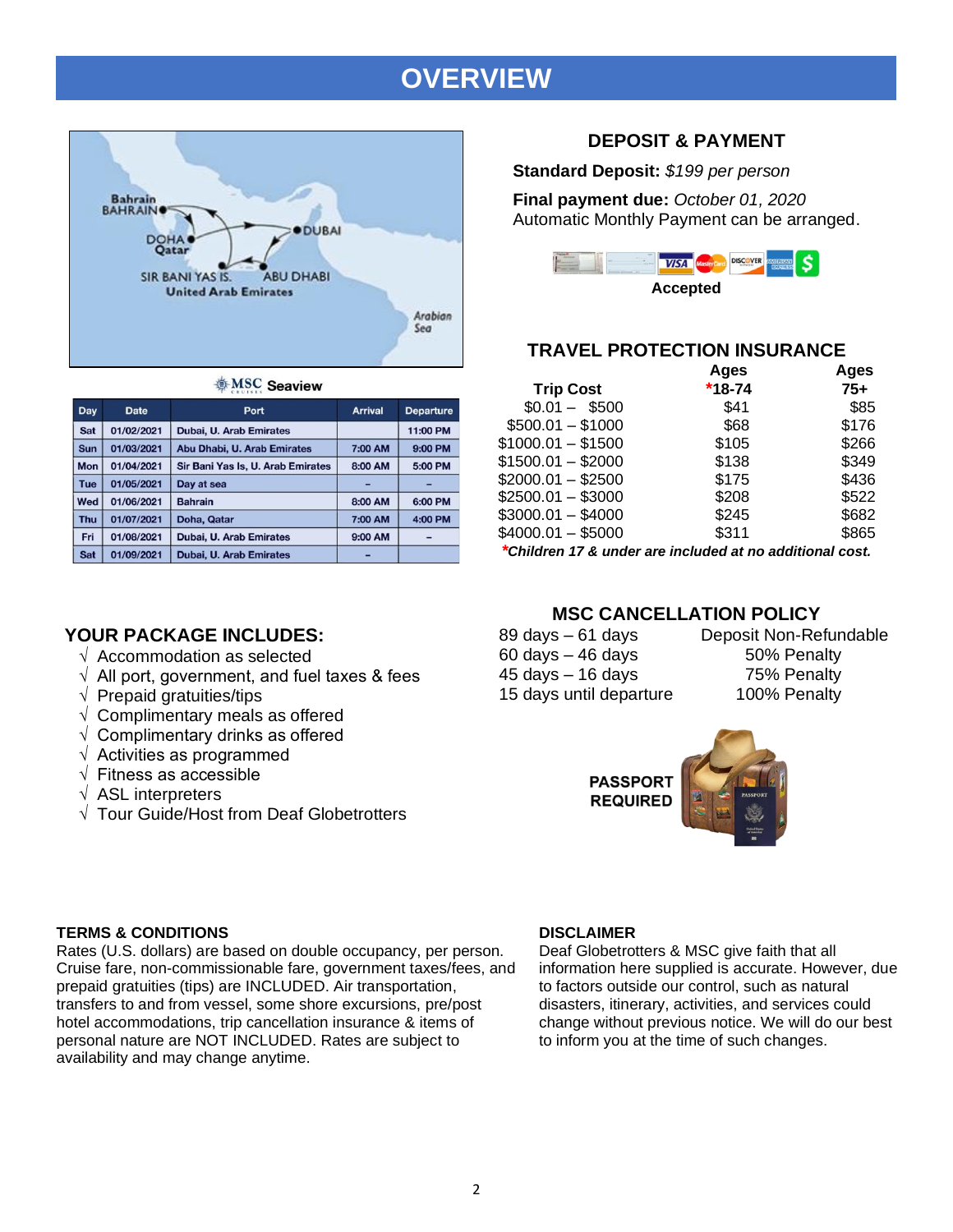# OVERVIEW

MSC Seaview

| Day | Date | Port | Arrival | Departure |
|---|---|---|---|---|
| Sat | 01/02/2021 | Dubai, U. Arab Emirates | | 11:00 PM |
| Sun | 01/03/2021 | Abu Dhabi, U. Arab Emirates | 7:00 AM | 9:00 PM |
| Mon | 01/04/2021 | Sir Bani Yas Is, U. Arab Emirates | 8:00 AM | 5:00 PM |
| Tue | 01/05/2021 | Day at sea | – | – |
| Wed | 01/06/2021 | Bahrain | 8:00 AM | 6:00 PM |
| Thu | 01/07/2021 | Doha, Qatar | 7:00 AM | 4:00 PM |
| Fri | 01/08/2021 | Dubai, U. Arab Emirates | 9:00 AM | – |
| Sat | 01/09/2021 | Dubai, U. Arab Emirates | – | |

## YOUR PACKAGE INCLUDES:

- √ Accommodation as selected
- √ All port, government, and fuel taxes & fees
- √ Prepaid gratuities/tips
- √ Complimentary meals as offered
- √ Complimentary drinks as offered
- √ Activities as programmed
- √ Fitness as accessible
- √ ASL interpreters
- √ Tour Guide/Host from Deaf Globetrotters

## DEPOSIT & PAYMENT

**Standard Deposit:** *$199 per person*

**Final payment due:** *October 01, 2020*
Automatic Monthly Payment can be arranged.

**Accepted**

## TRAVEL PROTECTION INSURANCE

| Trip Cost | Ages *18-74 | Ages 75+ |
|---|---|---|
| $0.01 – $500 | $41 | $85 |
| $500.01 – $1000 | $68 | $176 |
| $1000.01 – $1500 | $105 | $266 |
| $1500.01 – $2000 | $138 | $349 |
| $2000.01 – $2500 | $175 | $436 |
| $2500.01 – $3000 | $208 | $522 |
| $3000.01 – $4000 | $245 | $682 |
| $4000.01 – $5000 | $311 | $865 |

****Children 17 & under are included at no additional cost.***

## MSC CANCELLATION POLICY

| | |
|---|---|
| 89 days – 61 days | Deposit Non-Refundable |
| 60 days – 46 days | 50% Penalty |
| 45 days – 16 days | 75% Penalty |
| 15 days until departure | 100% Penalty |

**PASSPORT REQUIRED**

### TERMS & CONDITIONS

Rates (U.S. dollars) are based on double occupancy, per person. Cruise fare, non-commissionable fare, government taxes/fees, and prepaid gratuities (tips) are INCLUDED. Air transportation, transfers to and from vessel, some shore excursions, pre/post hotel accommodations, trip cancellation insurance & items of personal nature are NOT INCLUDED. Rates are subject to availability and may change anytime.

### DISCLAIMER

Deaf Globetrotters & MSC give faith that all information here supplied is accurate. However, due to factors outside our control, such as natural disasters, itinerary, activities, and services could change without previous notice. We will do our best to inform you at the time of such changes.